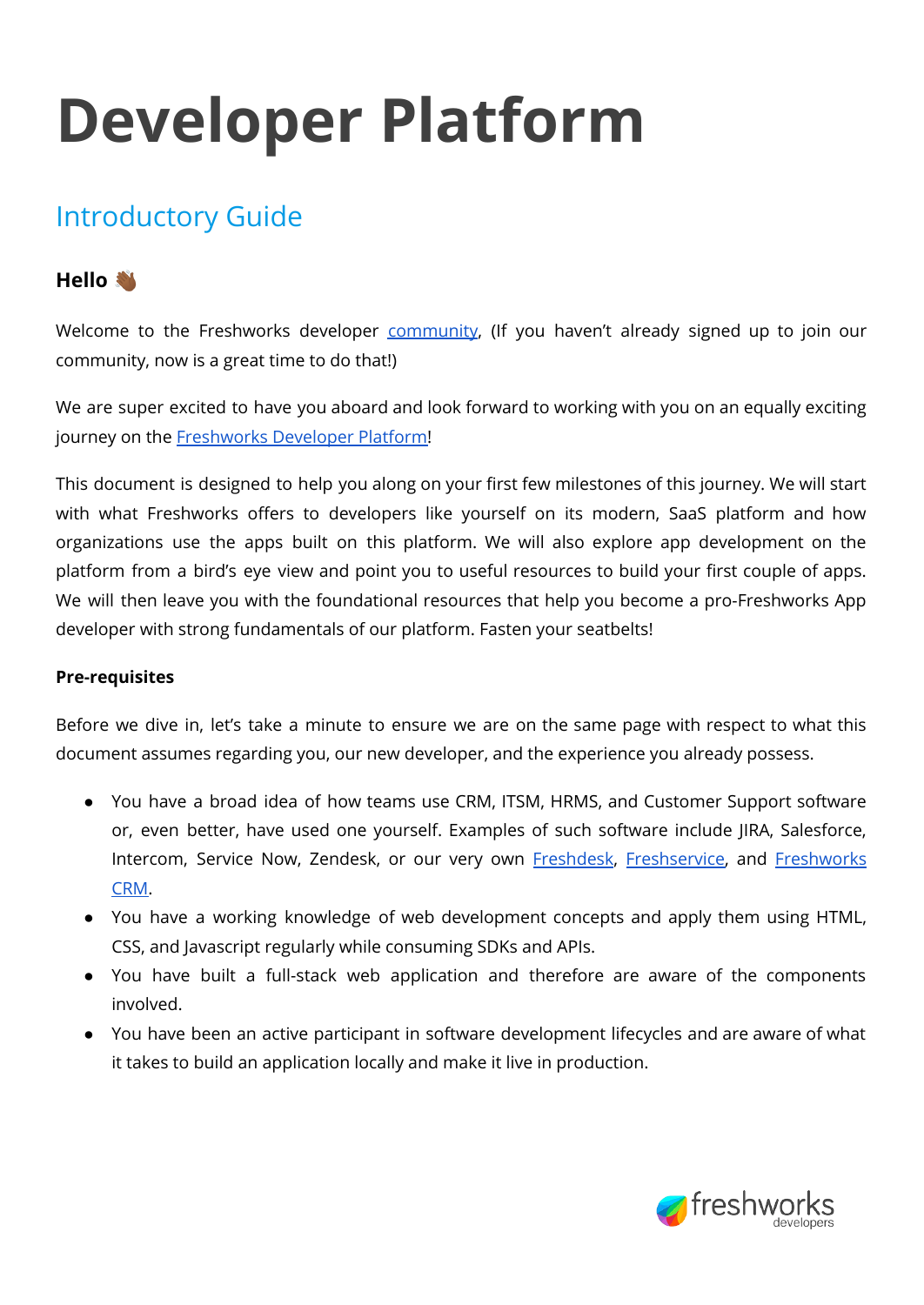# Developer Platform

## Introductory Guide

### Hello 👋🏾

Welcome to the Freshworks developer community, (If you haven't already signed up to join our community, now is a great time to do that!)

We are super excited to have you aboard and look forward to working with you on an equally exciting journey on the Freshworks Developer Platform!

This document is designed to help you along on your first few milestones of this journey. We will start with what Freshworks offers to developers like yourself on its modern, SaaS platform and how organizations use the apps built on this platform. We will also explore app development on the platform from a bird's eye view and point you to useful resources to build your first couple of apps. We will then leave you with the foundational resources that help you become a pro-Freshworks App developer with strong fundamentals of our platform. Fasten your seatbelts!

#### Pre-requisites

Before we dive in, let's take a minute to ensure we are on the same page with respect to what this document assumes regarding you, our new developer, and the experience you already possess.

- You have a broad idea of how teams use CRM, ITSM, HRMS, and Customer Support software or, even better, have used one yourself. Examples of such software include JIRA, Salesforce, Intercom, Service Now, Zendesk, or our very own Freshdesk, Freshservice, and Freshworks CRM.
- You have a working knowledge of web development concepts and apply them using HTML, CSS, and Javascript regularly while consuming SDKs and APIs.
- You have built a full-stack web application and therefore are aware of the components involved.
- You have been an active participant in software development lifecycles and are aware of what it takes to build an application locally and make it live in production.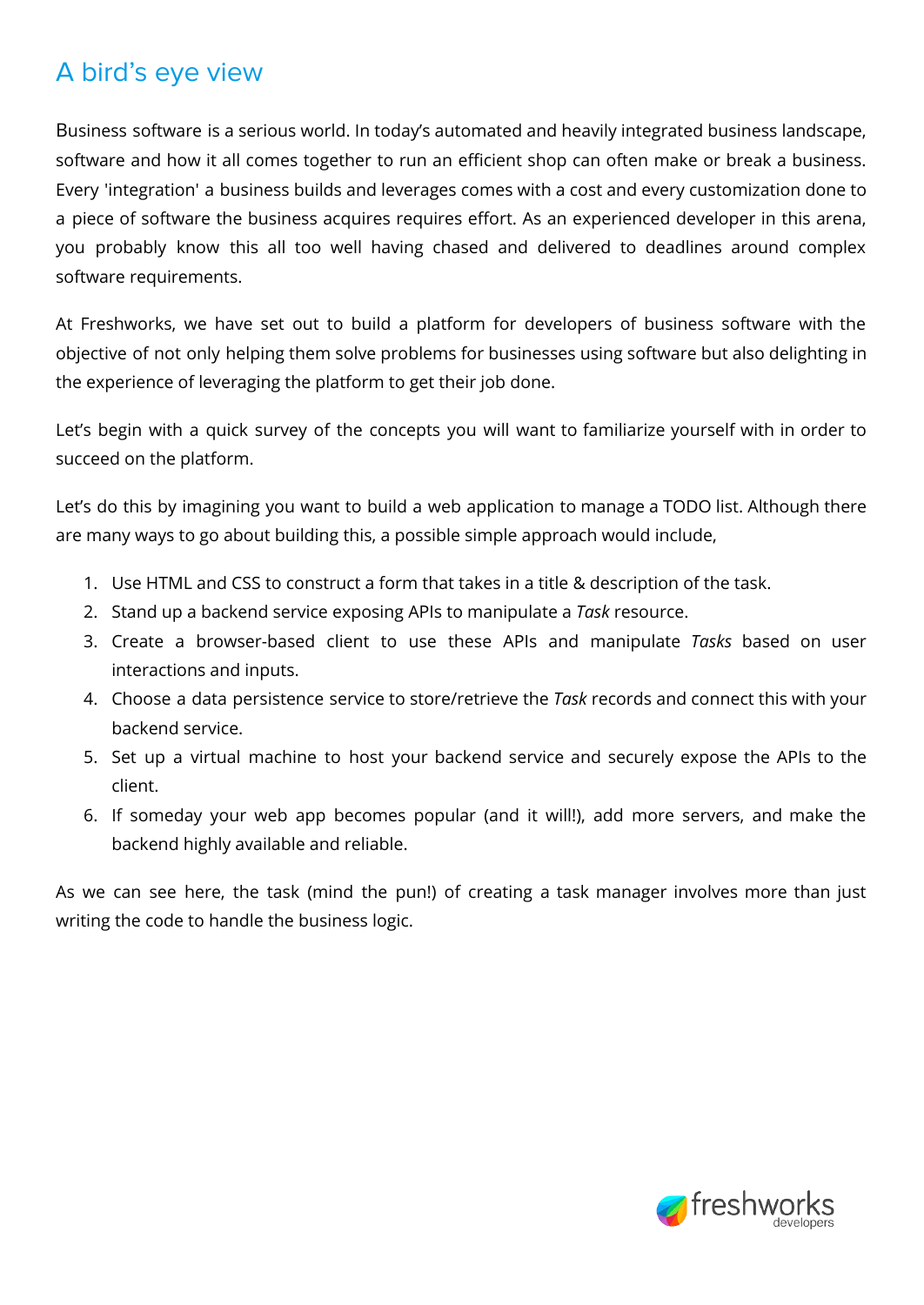## A bird's eye view

Business software is a serious world. In today's automated and heavily integrated business landscape, software and how it all comes together to run an efficient shop can often make or break a business. Every 'integration' a business builds and leverages comes with a cost and every customization done to a piece of software the business acquires requires effort. As an experienced developer in this arena, you probably know this all too well having chased and delivered to deadlines around complex software requirements.

At Freshworks, we have set out to build a platform for developers of business software with the objective of not only helping them solve problems for businesses using software but also delighting in the experience of leveraging the platform to get their job done.

Let's begin with a quick survey of the concepts you will want to familiarize yourself with in order to succeed on the platform.

Let's do this by imagining you want to build a web application to manage a TODO list. Although there are many ways to go about building this, a possible simple approach would include,

1. Use HTML and CSS to construct a form that takes in a title & description of the task.
2. Stand up a backend service exposing APIs to manipulate a *Task* resource.
3. Create a browser-based client to use these APIs and manipulate *Tasks* based on user interactions and inputs.
4. Choose a data persistence service to store/retrieve the *Task* records and connect this with your backend service.
5. Set up a virtual machine to host your backend service and securely expose the APIs to the client.
6. If someday your web app becomes popular (and it will!), add more servers, and make the backend highly available and reliable.

As we can see here, the task (mind the pun!) of creating a task manager involves more than just writing the code to handle the business logic.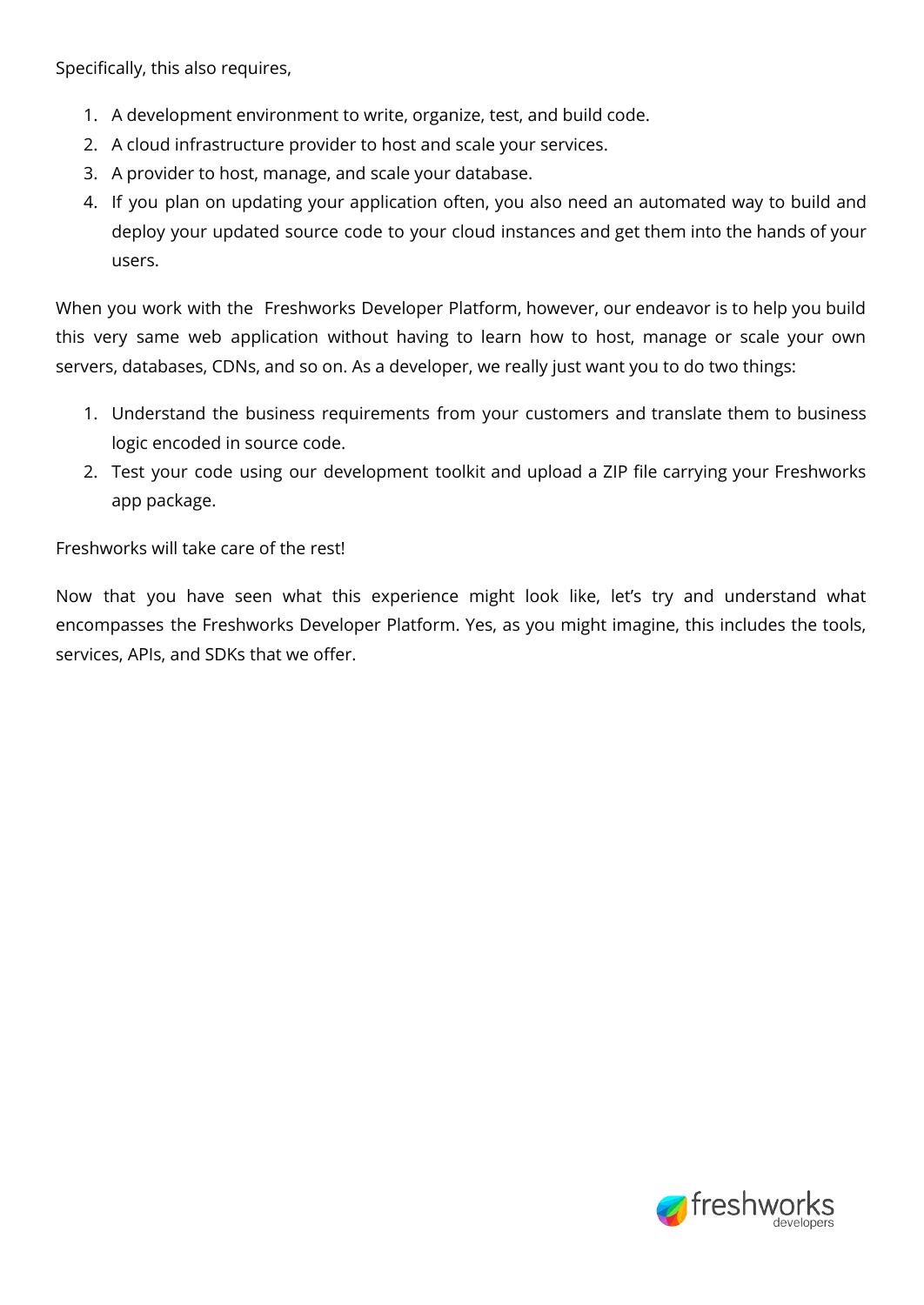Specifically, this also requires,

1. A development environment to write, organize, test, and build code.
2. A cloud infrastructure provider to host and scale your services.
3. A provider to host, manage, and scale your database.
4. If you plan on updating your application often, you also need an automated way to build and deploy your updated source code to your cloud instances and get them into the hands of your users.

When you work with the Freshworks Developer Platform, however, our endeavor is to help you build this very same web application without having to learn how to host, manage or scale your own servers, databases, CDNs, and so on. As a developer, we really just want you to do two things:

1. Understand the business requirements from your customers and translate them to business logic encoded in source code.
2. Test your code using our development toolkit and upload a ZIP file carrying your Freshworks app package.

Freshworks will take care of the rest!

Now that you have seen what this experience might look like, let's try and understand what encompasses the Freshworks Developer Platform. Yes, as you might imagine, this includes the tools, services, APIs, and SDKs that we offer.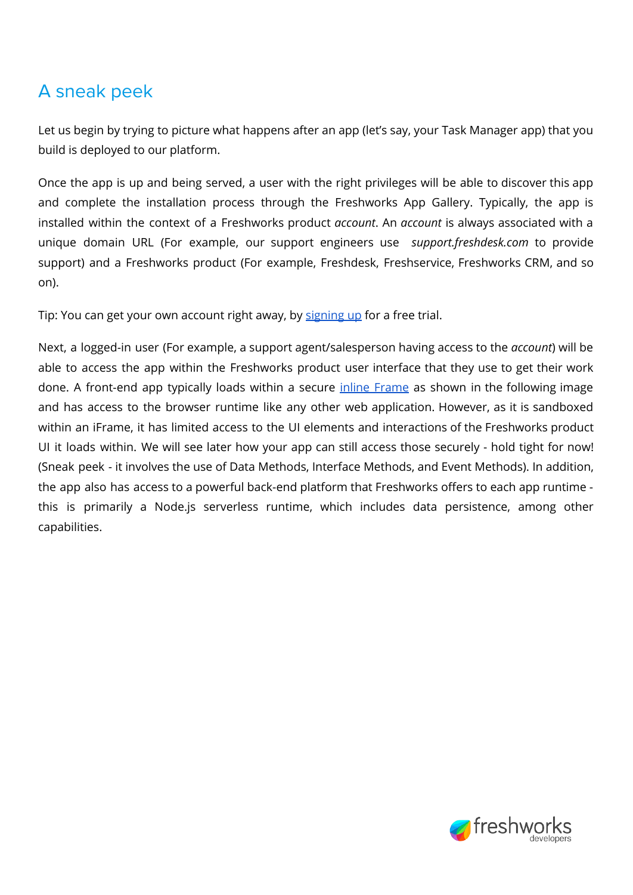## A sneak peek

Let us begin by trying to picture what happens after an app (let's say, your Task Manager app) that you build is deployed to our platform.

Once the app is up and being served, a user with the right privileges will be able to discover this app and complete the installation process through the Freshworks App Gallery. Typically, the app is installed within the context of a Freshworks product *account*. An *account* is always associated with a unique domain URL (For example, our support engineers use *support.freshdesk.com* to provide support) and a Freshworks product (For example, Freshdesk, Freshservice, Freshworks CRM, and so on).

Tip: You can get your own account right away, by [signing up]() for a free trial.

Next, a logged-in user (For example, a support agent/salesperson having access to the *account*) will be able to access the app within the Freshworks product user interface that they use to get their work done. A front-end app typically loads within a secure [inline Frame]() as shown in the following image and has access to the browser runtime like any other web application. However, as it is sandboxed within an iFrame, it has limited access to the UI elements and interactions of the Freshworks product UI it loads within. We will see later how your app can still access those securely - hold tight for now! (Sneak peek - it involves the use of Data Methods, Interface Methods, and Event Methods). In addition, the app also has access to a powerful back-end platform that Freshworks offers to each app runtime - this is primarily a Node.js serverless runtime, which includes data persistence, among other capabilities.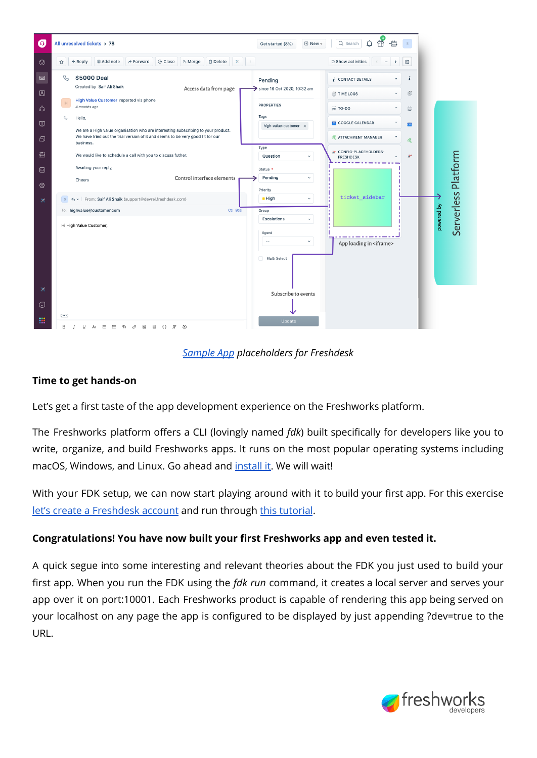[Sample App](#) *placeholders for Freshdesk*

**Time to get hands-on**

Let's get a first taste of the app development experience on the Freshworks platform.

The Freshworks platform offers a CLI (lovingly named *fdk*) built specifically for developers like you to write, organize, and build Freshworks apps. It runs on the most popular operating systems including macOS, Windows, and Linux. Go ahead and [install it](#). We will wait!

With your FDK setup, we can now start playing around with it to build your first app. For this exercise [let's create a Freshdesk account](#) and run through [this tutorial](#).

**Congratulations! You have now built your first Freshworks app and even tested it.**

A quick segue into some interesting and relevant theories about the FDK you just used to build your first app. When you run the FDK using the *fdk run* command, it creates a local server and serves your app over it on port:10001. Each Freshworks product is capable of rendering this app being served on your localhost on any page the app is configured to be displayed by just appending ?dev=true to the URL.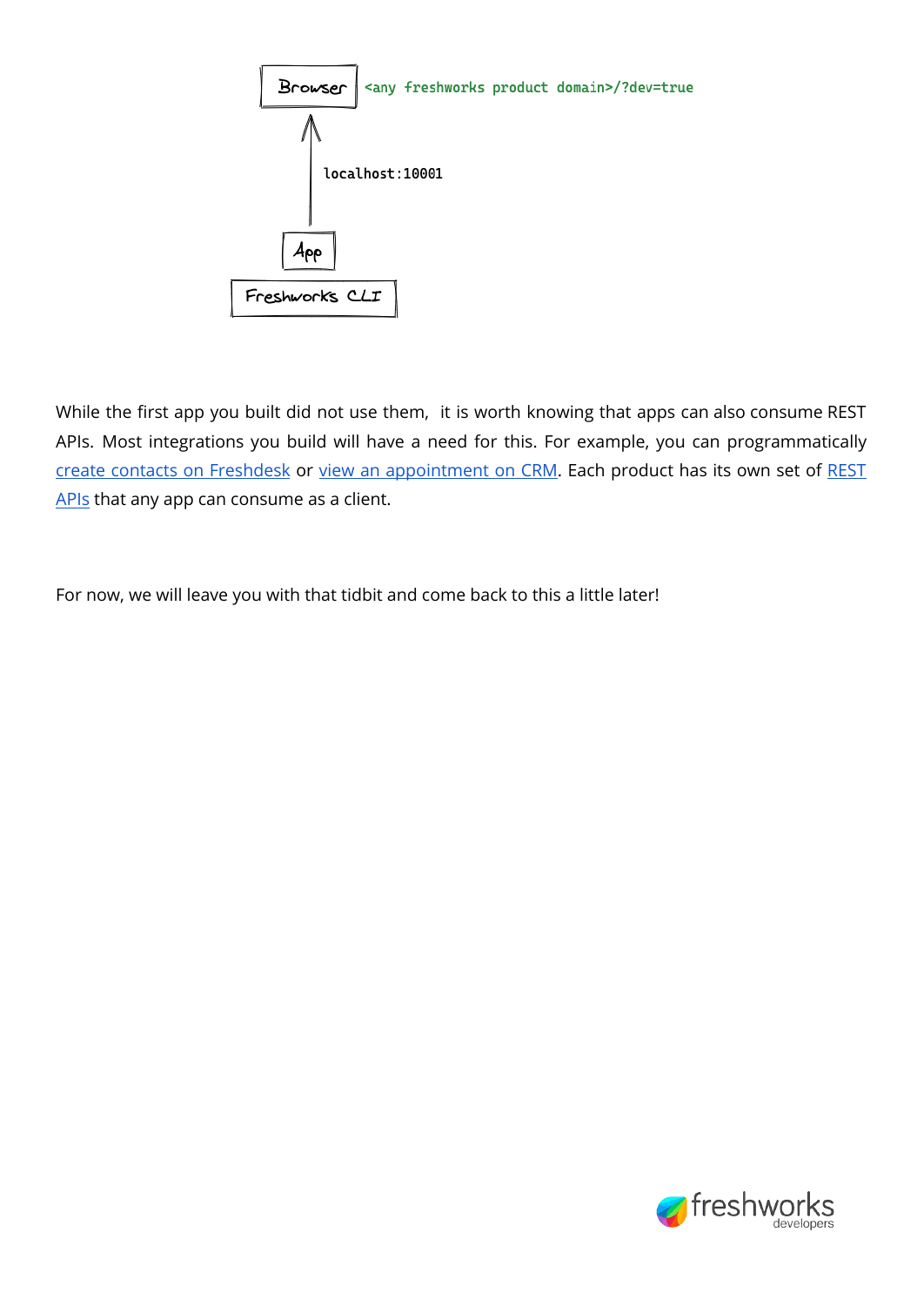Browser `<any freshworks product domain>/?dev=true`

`localhost:10001`

App

Freshworks CLI

While the first app you built did not use them, it is worth knowing that apps can also consume REST APIs. Most integrations you build will have a need for this. For example, you can programmatically create contacts on Freshdesk or view an appointment on CRM. Each product has its own set of REST APIs that any app can consume as a client.

For now, we will leave you with that tidbit and come back to this a little later!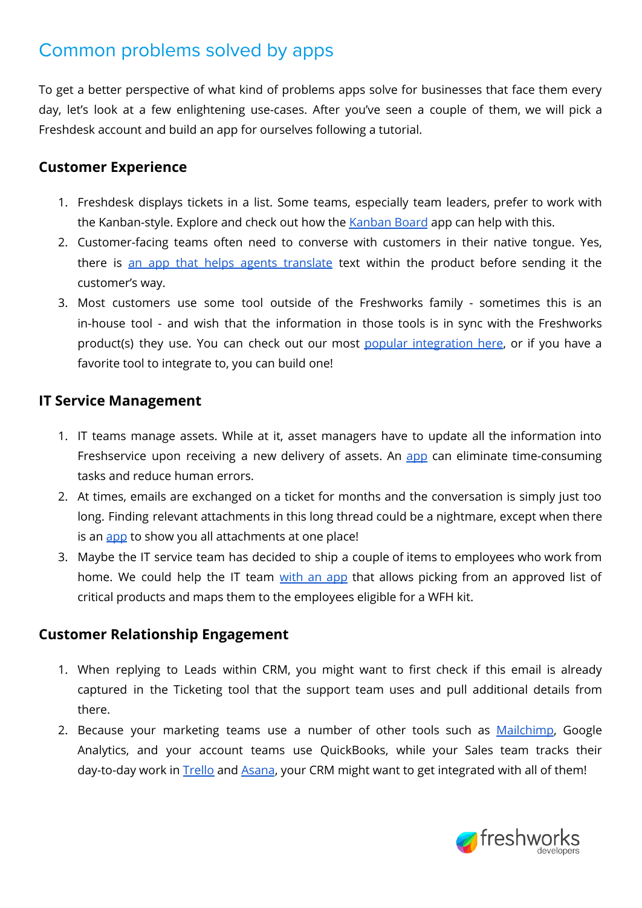## Common problems solved by apps

To get a better perspective of what kind of problems apps solve for businesses that face them every day, let's look at a few enlightening use-cases. After you've seen a couple of them, we will pick a Freshdesk account and build an app for ourselves following a tutorial.

### Customer Experience

1. Freshdesk displays tickets in a list. Some teams, especially team leaders, prefer to work with the Kanban-style. Explore and check out how the Kanban Board app can help with this.
2. Customer-facing teams often need to converse with customers in their native tongue. Yes, there is an app that helps agents translate text within the product before sending it the customer's way.
3. Most customers use some tool outside of the Freshworks family - sometimes this is an in-house tool - and wish that the information in those tools is in sync with the Freshworks product(s) they use. You can check out our most popular integration here, or if you have a favorite tool to integrate to, you can build one!

### IT Service Management

1. IT teams manage assets. While at it, asset managers have to update all the information into Freshservice upon receiving a new delivery of assets. An app can eliminate time-consuming tasks and reduce human errors.
2. At times, emails are exchanged on a ticket for months and the conversation is simply just too long. Finding relevant attachments in this long thread could be a nightmare, except when there is an app to show you all attachments at one place!
3. Maybe the IT service team has decided to ship a couple of items to employees who work from home. We could help the IT team with an app that allows picking from an approved list of critical products and maps them to the employees eligible for a WFH kit.

### Customer Relationship Engagement

1. When replying to Leads within CRM, you might want to first check if this email is already captured in the Ticketing tool that the support team uses and pull additional details from there.
2. Because your marketing teams use a number of other tools such as Mailchimp, Google Analytics, and your account teams use QuickBooks, while your Sales team tracks their day-to-day work in Trello and Asana, your CRM might want to get integrated with all of them!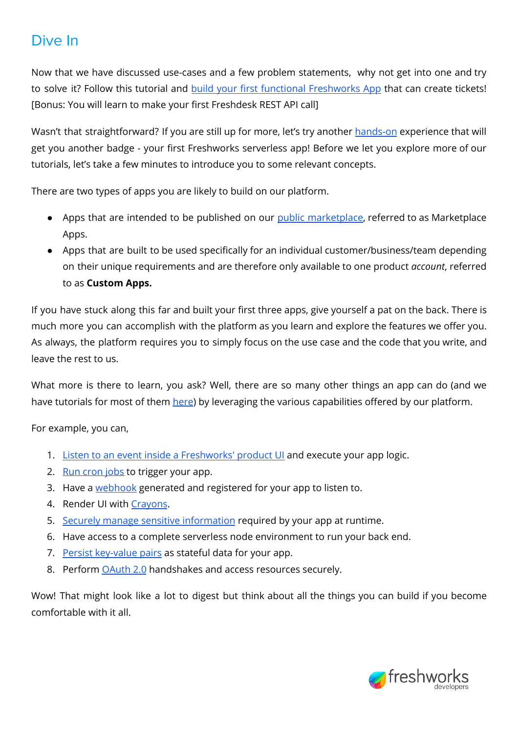## Dive In

Now that we have discussed use-cases and a few problem statements, why not get into one and try to solve it? Follow this tutorial and build your first functional Freshworks App that can create tickets! [Bonus: You will learn to make your first Freshdesk REST API call]

Wasn't that straightforward? If you are still up for more, let's try another hands-on experience that will get you another badge - your first Freshworks serverless app! Before we let you explore more of our tutorials, let's take a few minutes to introduce you to some relevant concepts.

There are two types of apps you are likely to build on our platform.

- Apps that are intended to be published on our public marketplace, referred to as Marketplace Apps.
- Apps that are built to be used specifically for an individual customer/business/team depending on their unique requirements and are therefore only available to one product *account*, referred to as **Custom Apps.**

If you have stuck along this far and built your first three apps, give yourself a pat on the back. There is much more you can accomplish with the platform as you learn and explore the features we offer you. As always, the platform requires you to simply focus on the use case and the code that you write, and leave the rest to us.

What more is there to learn, you ask? Well, there are so many other things an app can do (and we have tutorials for most of them here) by leveraging the various capabilities offered by our platform.

For example, you can,

1. Listen to an event inside a Freshworks' product UI and execute your app logic.
2. Run cron jobs to trigger your app.
3. Have a webhook generated and registered for your app to listen to.
4. Render UI with Crayons.
5. Securely manage sensitive information required by your app at runtime.
6. Have access to a complete serverless node environment to run your back end.
7. Persist key-value pairs as stateful data for your app.
8. Perform OAuth 2.0 handshakes and access resources securely.

Wow! That might look like a lot to digest but think about all the things you can build if you become comfortable with it all.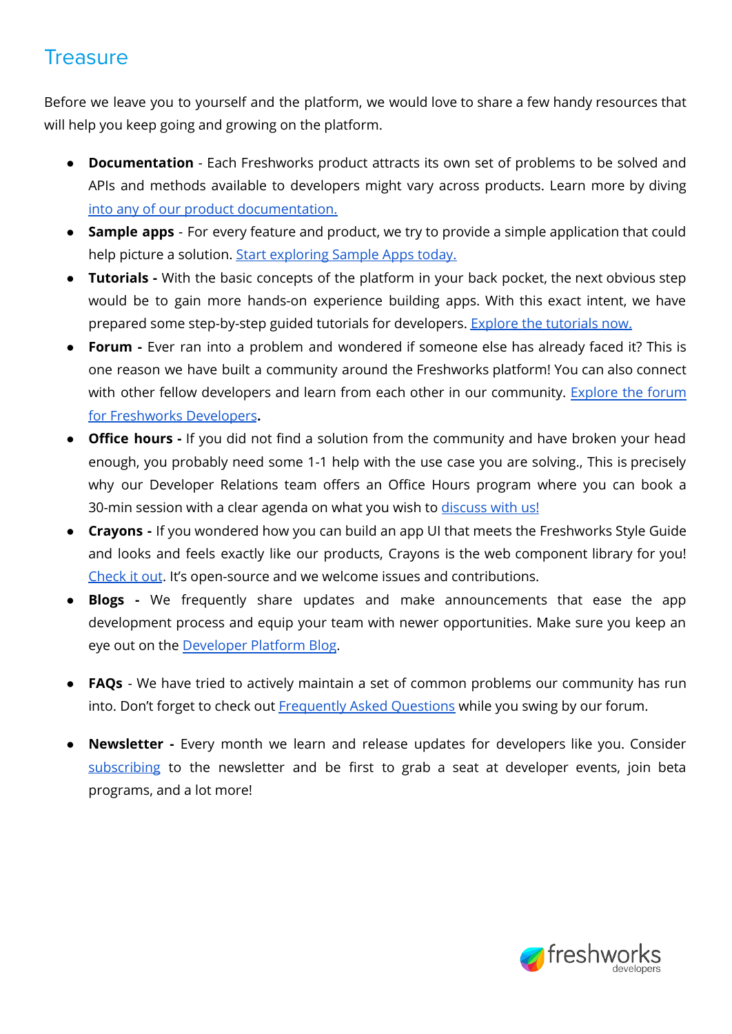## Treasure

Before we leave you to yourself and the platform, we would love to share a few handy resources that will help you keep going and growing on the platform.

- **Documentation** - Each Freshworks product attracts its own set of problems to be solved and APIs and methods available to developers might vary across products. Learn more by diving into any of our product documentation.
- **Sample apps** - For every feature and product, we try to provide a simple application that could help picture a solution. Start exploring Sample Apps today.
- **Tutorials -** With the basic concepts of the platform in your back pocket, the next obvious step would be to gain more hands-on experience building apps. With this exact intent, we have prepared some step-by-step guided tutorials for developers. Explore the tutorials now.
- **Forum -** Ever ran into a problem and wondered if someone else has already faced it? This is one reason we have built a community around the Freshworks platform! You can also connect with other fellow developers and learn from each other in our community. Explore the forum for Freshworks Developers**.**
- **Office hours -** If you did not find a solution from the community and have broken your head enough, you probably need some 1-1 help with the use case you are solving., This is precisely why our Developer Relations team offers an Office Hours program where you can book a 30-min session with a clear agenda on what you wish to discuss with us!
- **Crayons -** If you wondered how you can build an app UI that meets the Freshworks Style Guide and looks and feels exactly like our products, Crayons is the web component library for you! Check it out. It's open-source and we welcome issues and contributions.
- **Blogs -** We frequently share updates and make announcements that ease the app development process and equip your team with newer opportunities. Make sure you keep an eye out on the Developer Platform Blog.
- **FAQs** - We have tried to actively maintain a set of common problems our community has run into. Don't forget to check out Frequently Asked Questions while you swing by our forum.
- **Newsletter -** Every month we learn and release updates for developers like you. Consider subscribing to the newsletter and be first to grab a seat at developer events, join beta programs, and a lot more!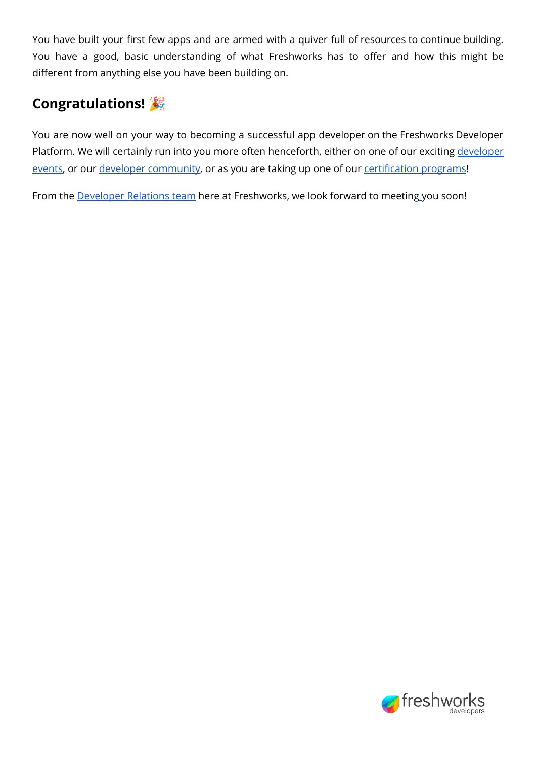You have built your first few apps and are armed with a quiver full of resources to continue building. You have a good, basic understanding of what Freshworks has to offer and how this might be different from anything else you have been building on.

## Congratulations! 🎉

You are now well on your way to becoming a successful app developer on the Freshworks Developer Platform. We will certainly run into you more often henceforth, either on one of our exciting developer events, or our developer community, or as you are taking up one of our certification programs!

From the Developer Relations team here at Freshworks, we look forward to meeting you soon!